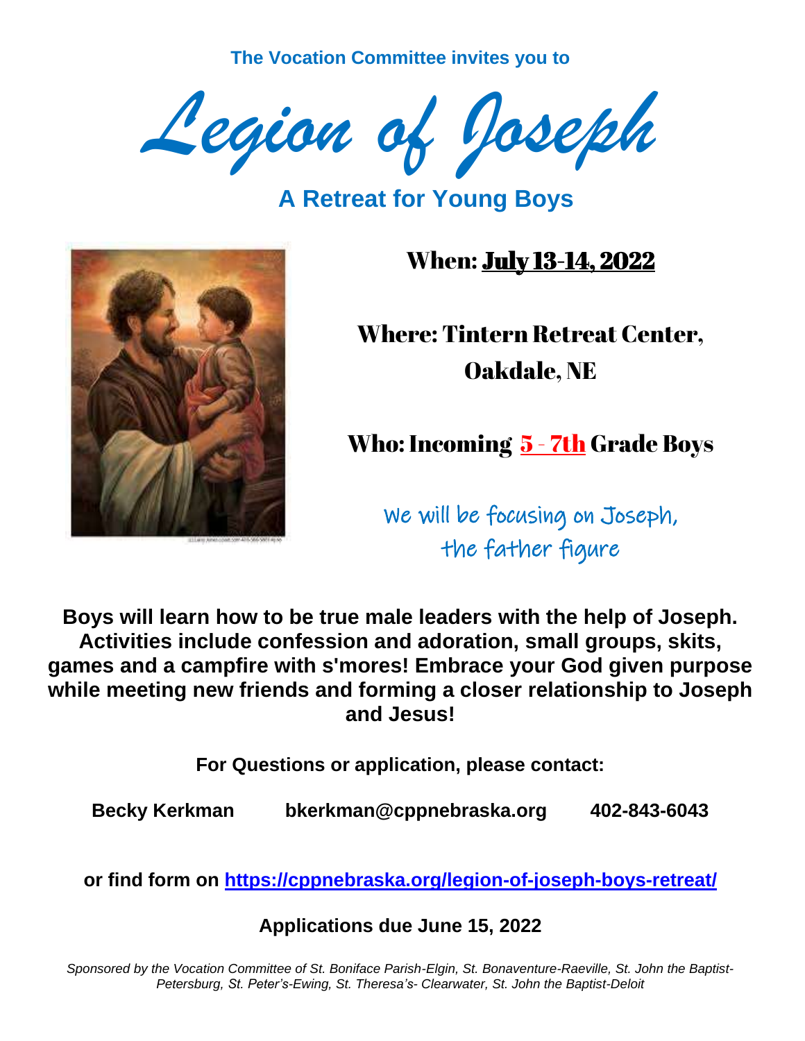**The Vocation Committee invites you to**

# *Legion of Joseph*

## A Retreat for Young Boys

**When:** July 13-14, 2022

**Where:** Tintern Retreat Center, Oakdale, NE

**Who:** Incoming 5 - 7th Grade Boys

We will be focusing on Joseph, the father figure

**Boys will learn how to be true male leaders with the help of Joseph. Activities include confession and adoration, small groups, skits, games and a campfire with s'mores! Embrace your God given purpose while meeting new friends and forming a closer relationship to Joseph and Jesus!**

**For Questions or application, please contact:**

**Becky Kerkman bkerkman@cppnebraska.org 402-843-6043**

**or find form on https://cppnebraska.org/legion-of-joseph-boys-retreat/**

**Applications due June 15, 2022**

*Sponsored by the Vocation Committee of St. Boniface Parish-Elgin, St. Bonaventure-Raeville, St. John the Baptist-Petersburg, St. Peter's-Ewing, St. Theresa's- Clearwater, St. John the Baptist-Deloit*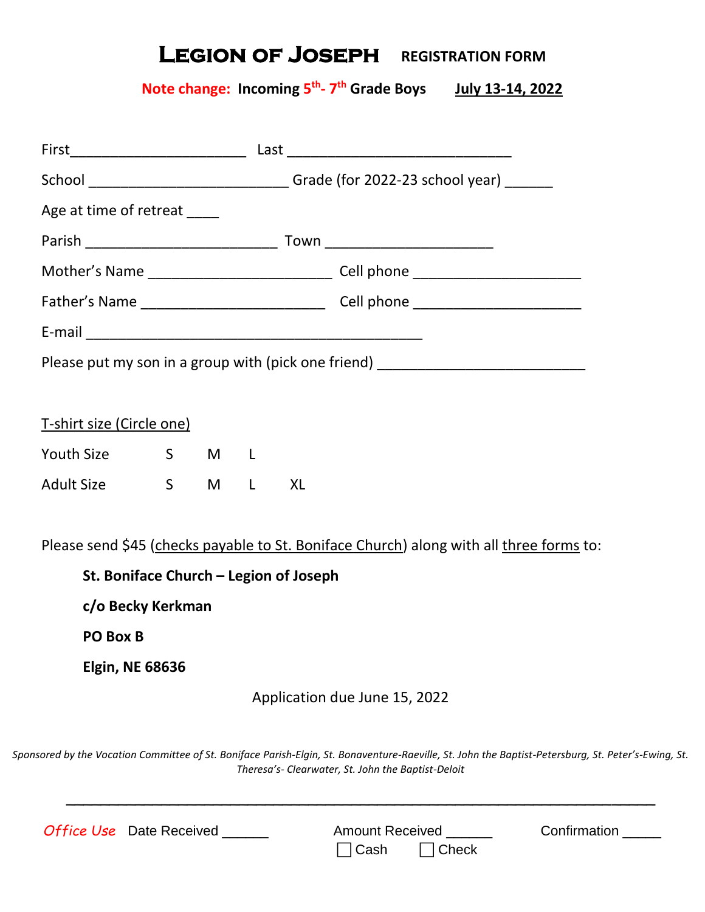# LEGION OF JOSEPH REGISTRATION FORM

**Note change: Incoming 5th- 7th Grade Boys** **July 13-14, 2022**

First______________________ Last ____________________________

School _________________________ Grade (for 2022-23 school year) ______

Age at time of retreat ____

Parish ________________________ Town _____________________

Mother's Name _______________________ Cell phone _____________________

Father's Name _______________________ Cell phone _____________________

E-mail __________________________________________

Please put my son in a group with (pick one friend) __________________________

T-shirt size (Circle one)

Youth Size S M L

Adult Size S M L XL

Please send $45 (checks payable to St. Boniface Church) along with all three forms to:

**St. Boniface Church – Legion of Joseph**

**c/o Becky Kerkman**

**PO Box B**

**Elgin, NE 68636**

Application due June 15, 2022

*Sponsored by the Vocation Committee of St. Boniface Parish-Elgin, St. Bonaventure-Raeville, St. John the Baptist-Petersburg, St. Peter's-Ewing, St. Theresa's- Clearwater, St. John the Baptist-Deloit*

---

*Office Use* Date Received ______ Amount Received ______ Confirmation _____

☐ Cash ☐ Check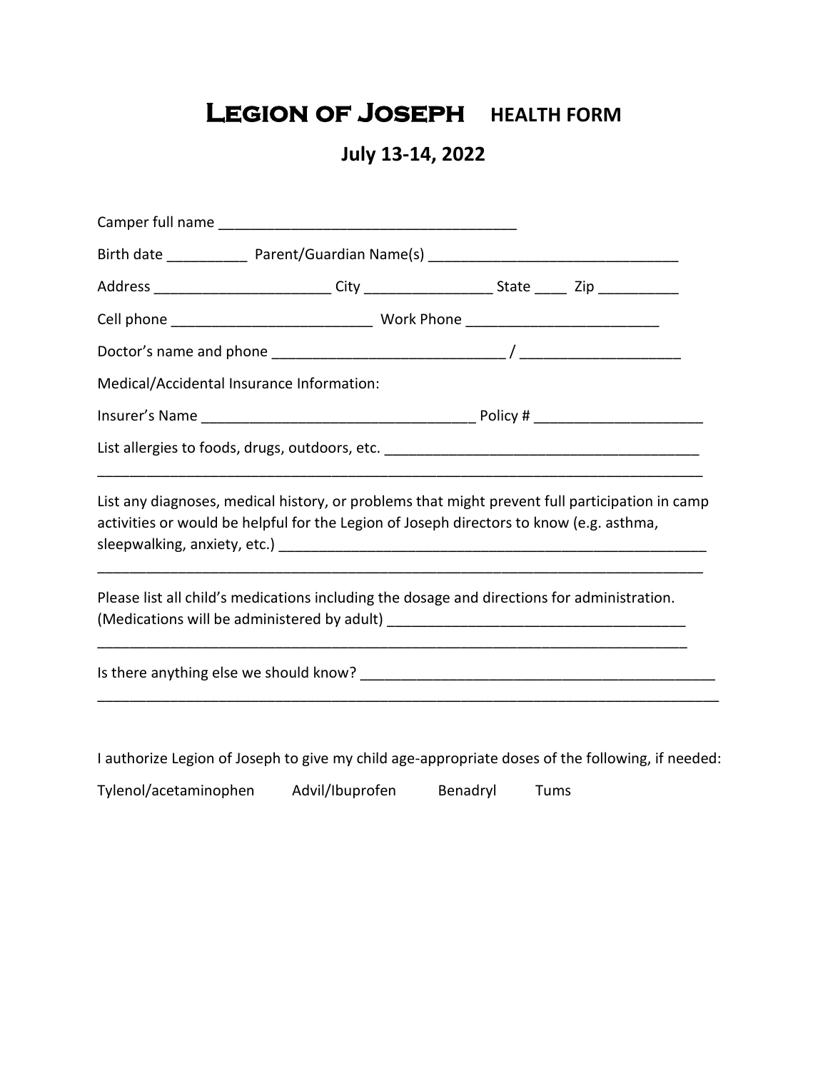# Legion of Joseph HEALTH FORM

## July 13-14, 2022

Camper full name ____________________________________

Birth date __________ Parent/Guardian Name(s) _______________________________

Address ______________________ City ________________ State ____ Zip __________

Cell phone _________________________ Work Phone ________________________

Doctor's name and phone ____________________________ / ___________________

Medical/Accidental Insurance Information:

Insurer's Name _________________________________ Policy # _____________________

List allergies to foods, drugs, outdoors, etc. _______________________________________
_____________________________________________________________________________

List any diagnoses, medical history, or problems that might prevent full participation in camp activities or would be helpful for the Legion of Joseph directors to know (e.g. asthma, sleepwalking, anxiety, etc.) _____________________________________________________
_____________________________________________________________________________

Please list all child's medications including the dosage and directions for administration. (Medications will be administered by adult) ____________________________________
____________________________________________________________________________

Is there anything else we should know? ____________________________________________
_______________________________________________________________________________

I authorize Legion of Joseph to give my child age-appropriate doses of the following, if needed:

Tylenol/acetaminophen Advil/Ibuprofen Benadryl Tums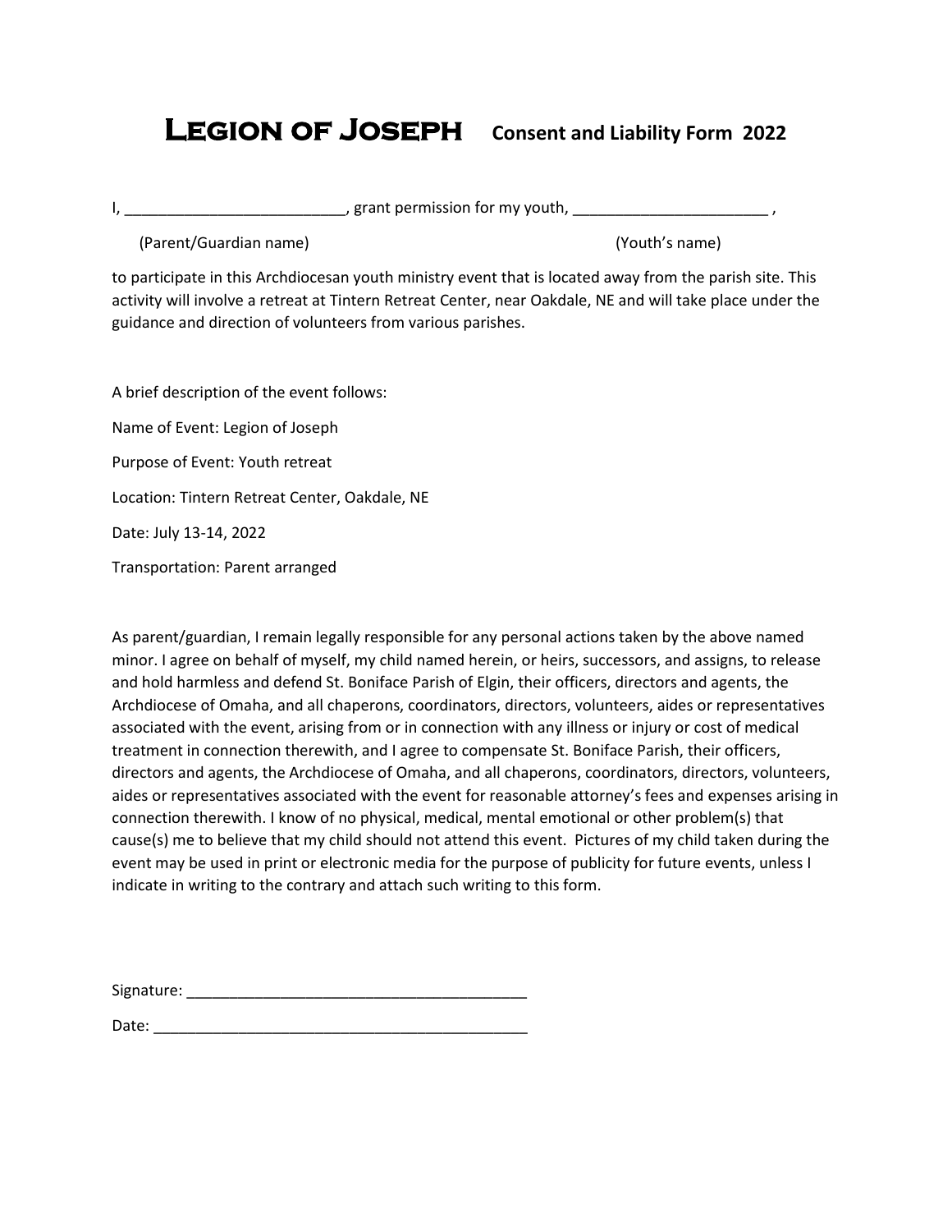# Legion of Joseph Consent and Liability Form 2022

I, __________________________, grant permission for my youth, _______________________ ,

(Parent/Guardian name) (Youth's name)

to participate in this Archdiocesan youth ministry event that is located away from the parish site. This activity will involve a retreat at Tintern Retreat Center, near Oakdale, NE and will take place under the guidance and direction of volunteers from various parishes.

A brief description of the event follows:

Name of Event: Legion of Joseph

Purpose of Event: Youth retreat

Location: Tintern Retreat Center, Oakdale, NE

Date: July 13-14, 2022

Transportation: Parent arranged

As parent/guardian, I remain legally responsible for any personal actions taken by the above named minor. I agree on behalf of myself, my child named herein, or heirs, successors, and assigns, to release and hold harmless and defend St. Boniface Parish of Elgin, their officers, directors and agents, the Archdiocese of Omaha, and all chaperons, coordinators, directors, volunteers, aides or representatives associated with the event, arising from or in connection with any illness or injury or cost of medical treatment in connection therewith, and I agree to compensate St. Boniface Parish, their officers, directors and agents, the Archdiocese of Omaha, and all chaperons, coordinators, directors, volunteers, aides or representatives associated with the event for reasonable attorney's fees and expenses arising in connection therewith. I know of no physical, medical, mental emotional or other problem(s) that cause(s) me to believe that my child should not attend this event. Pictures of my child taken during the event may be used in print or electronic media for the purpose of publicity for future events, unless I indicate in writing to the contrary and attach such writing to this form.

Signature: _________________________________________

Date: ______________________________________________